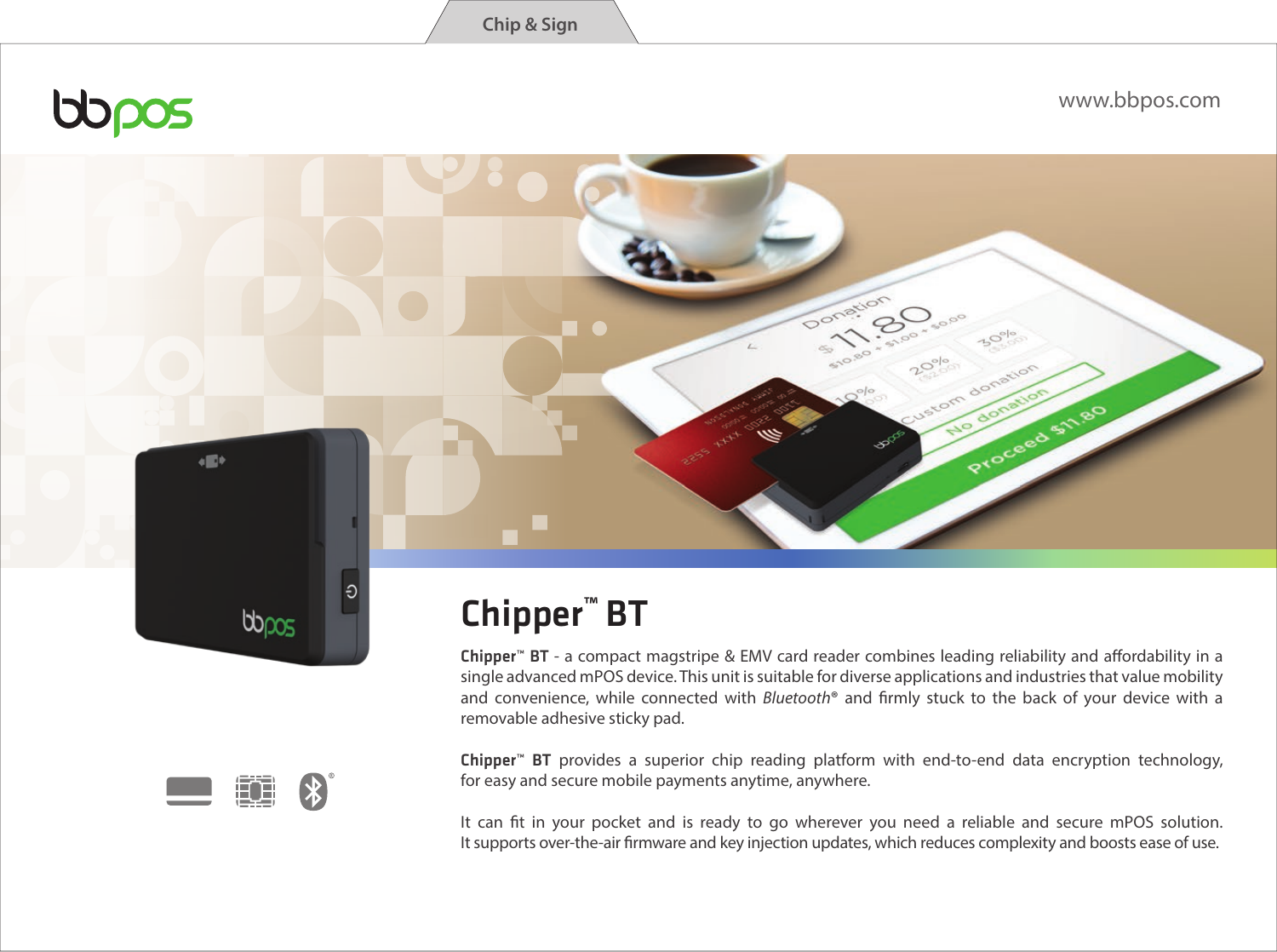Chip & Sign

www.bbpos.com

# Chipper™ BT

**Chipper™ BT** - a compact magstripe & EMV card reader combines leading reliability and affordability in a single advanced mPOS device. This unit is suitable for diverse applications and industries that value mobility and convenience, while connected with *Bluetooth*® and firmly stuck to the back of your device with a removable adhesive sticky pad.

**Chipper™ BT** provides a superior chip reading platform with end-to-end data encryption technology, for easy and secure mobile payments anytime, anywhere.

It can fit in your pocket and is ready to go wherever you need a reliable and secure mPOS solution. It supports over-the-air firmware and key injection updates, which reduces complexity and boosts ease of use.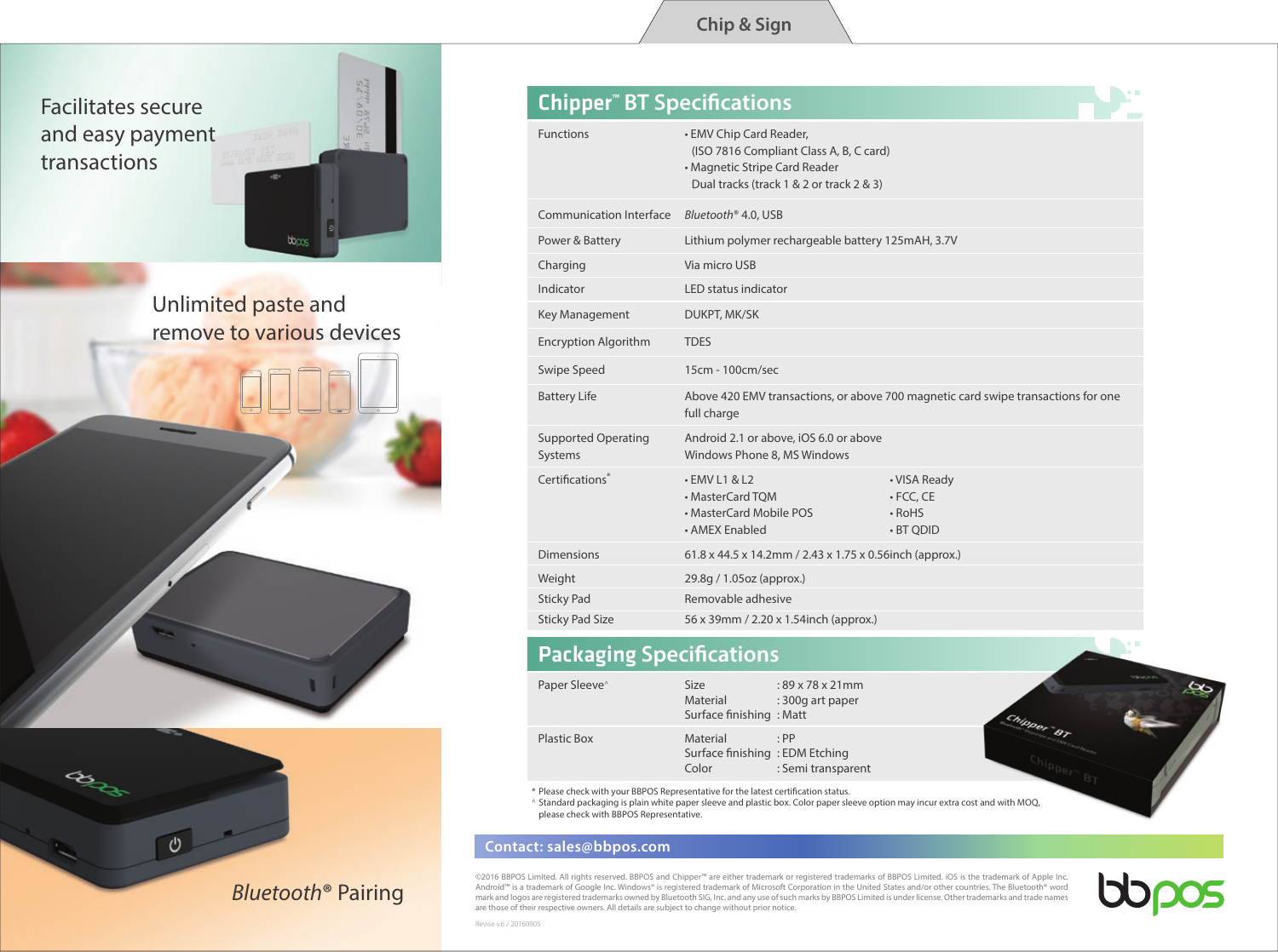Chip & Sign

Facilitates secure and easy payment transactions

Unlimited paste and remove to various devices

*Bluetooth*® Pairing

## Chipper™ BT Specifications

| | |
|---|---|
| Functions | • EMV Chip Card Reader, (ISO 7816 Compliant Class A, B, C card)<br>• Magnetic Stripe Card Reader Dual tracks (track 1 & 2 or track 2 & 3) |
| Communication Interface | *Bluetooth*® 4.0, USB |
| Power & Battery | Lithium polymer rechargeable battery 125mAH, 3.7V |
| Charging | Via micro USB |
| Indicator | LED status indicator |
| Key Management | DUKPT, MK/SK |
| Encryption Algorithm | TDES |
| Swipe Speed | 15cm - 100cm/sec |
| Battery Life | Above 420 EMV transactions, or above 700 magnetic card swipe transactions for one full charge |
| Supported Operating Systems | Android 2.1 or above, iOS 6.0 or above<br>Windows Phone 8, MS Windows |
| Certifications* | • EMV L1 & L2<br>• MasterCard TQM<br>• MasterCard Mobile POS<br>• AMEX Enabled<br>• VISA Ready<br>• FCC, CE<br>• RoHS<br>• BT QDID |
| Dimensions | 61.8 x 44.5 x 14.2mm / 2.43 x 1.75 x 0.56inch (approx.) |
| Weight | 29.8g / 1.05oz (approx.) |
| Sticky Pad | Removable adhesive |
| Sticky Pad Size | 56 x 39mm / 2.20 x 1.54inch (approx.) |

## Packaging Specifications

| | | |
|---|---|---|
| Paper Sleeve^ | Size | : 89 x 78 x 21mm |
| | Material | : 300g art paper |
| | Surface finishing | : Matt |
| Plastic Box | Material | : PP |
| | Surface finishing | : EDM Etching |
| | Color | : Semi transparent |

\* Please check with your BBPOS Representative for the latest certification status.
^ Standard packaging is plain white paper sleeve and plastic box. Color paper sleeve option may incur extra cost and with MOQ, please check with BBPOS Representative.

**Contact: sales@bbpos.com**

©2016 BBPOS Limited. All rights reserved. BBPOS and Chipper™ are either trademark or registered trademarks of BBPOS Limited. iOS is the trademark of Apple Inc. Android™ is a trademark of Google Inc. Windows® is registered trademark of Microsoft Corporation in the United States and/or other countries. The Bluetooth® word mark and logos are registered trademarks owned by Bluetooth SIG, Inc. and any use of such marks by BBPOS Limited is under license. Other trademarks and trade names are those of their respective owners. All details are subject to change without prior notice.

Revise v.6 / 20160905

bbpos